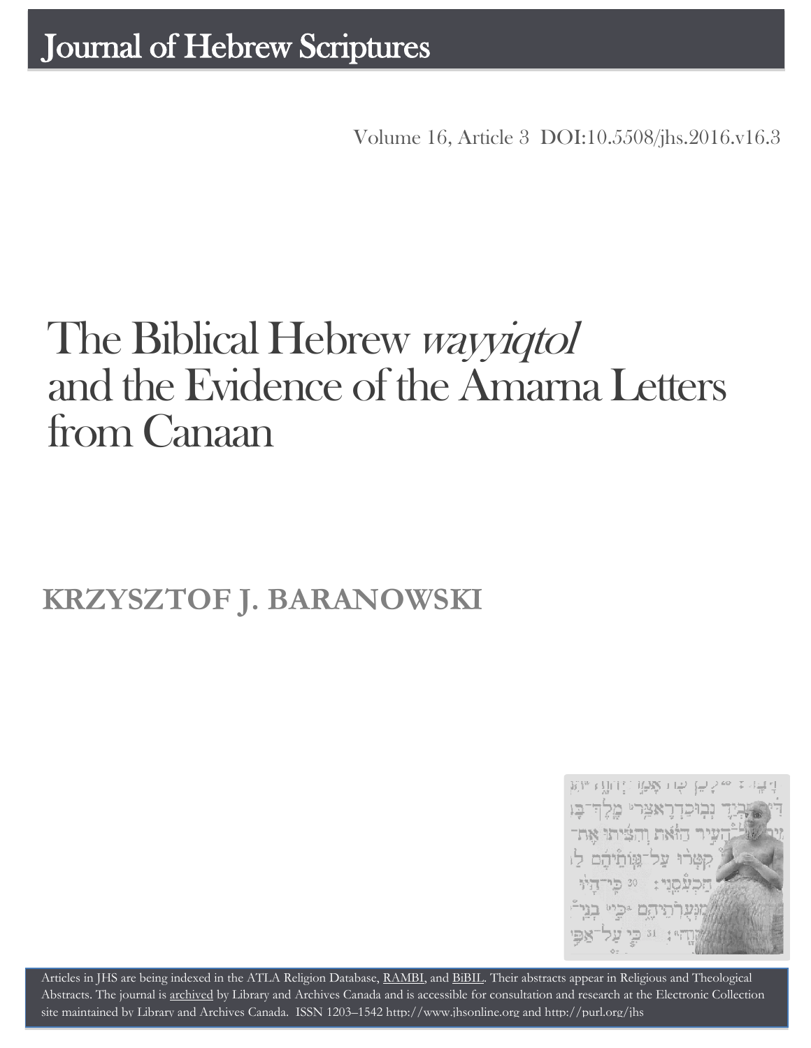# Journal of Hebrew Scriptures

Volume 16, Article 3 DOI:10.5508/jhs.2016.v16.3

# The Biblical Hebrew *wayyiqtol* and the Evidence of the Amarna Letters from Canaan

## KRZYSZTOF J. BARANOWSKI

Articles in JHS are being indexed in the ATLA Religion Database, RAMBI, and BiBIL. Their abstracts appear in Religious and Theological Abstracts. The journal is archived by Library and Archives Canada and is accessible for consultation and research at the Electronic Collection site maintained by Library and Archives Canada. ISSN 1203–1542 http://www.jhsonline.org and http://purl.org/jhs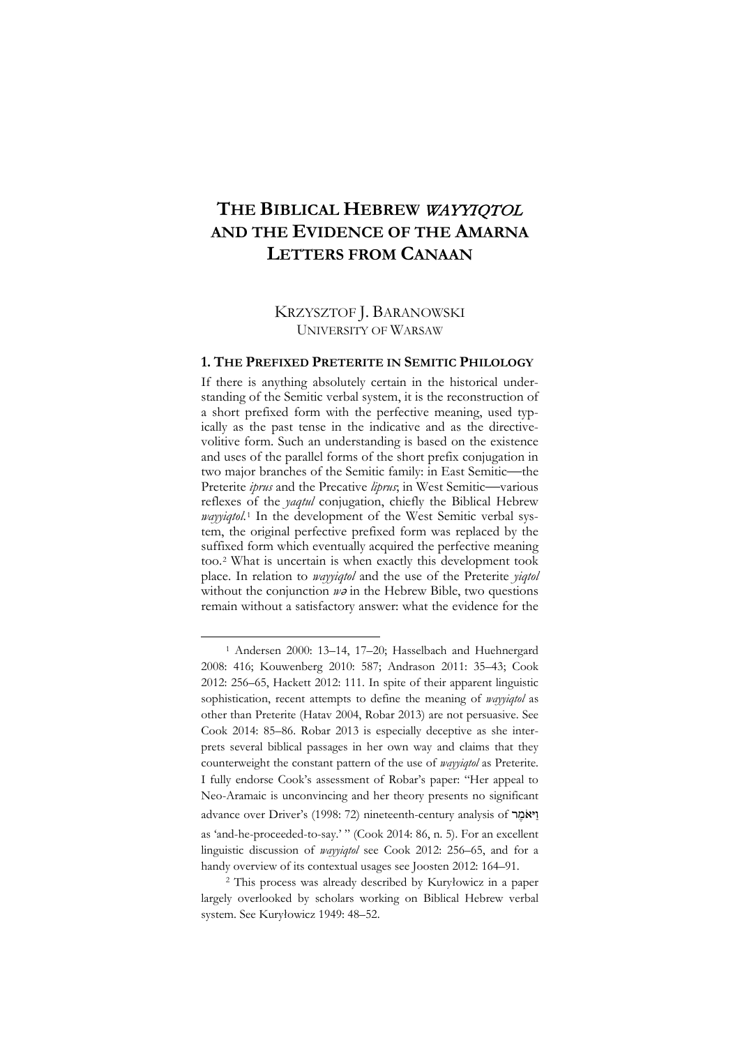# THE BIBLICAL HEBREW *WAYYIQTOL* AND THE EVIDENCE OF THE AMARNA LETTERS FROM CANAAN

KRZYSZTOF J. BARANOWSKI
UNIVERSITY OF WARSAW

## 1. THE PREFIXED PRETERITE IN SEMITIC PHILOLOGY

If there is anything absolutely certain in the historical understanding of the Semitic verbal system, it is the reconstruction of a short prefixed form with the perfective meaning, used typically as the past tense in the indicative and as the directive-volitive form. Such an understanding is based on the existence and uses of the parallel forms of the short prefix conjugation in two major branches of the Semitic family: in East Semitic—the Preterite *iprus* and the Precative *liprus*; in West Semitic—various reflexes of the *yaqtul* conjugation, chiefly the Biblical Hebrew *wayyiqtol*.[1] In the development of the West Semitic verbal system, the original perfective prefixed form was replaced by the suffixed form which eventually acquired the perfective meaning too.[2] What is uncertain is when exactly this development took place. In relation to *wayyiqtol* and the use of the Preterite *yiqtol* without the conjunction *wə* in the Hebrew Bible, two questions remain without a satisfactory answer: what the evidence for the

---

[1] Andersen 2000: 13–14, 17–20; Hasselbach and Huehnergard 2008: 416; Kouwenberg 2010: 587; Andrason 2011: 35–43; Cook 2012: 256–65, Hackett 2012: 111. In spite of their apparent linguistic sophistication, recent attempts to define the meaning of *wayyiqtol* as other than Preterite (Hatav 2004, Robar 2013) are not persuasive. See Cook 2014: 85–86. Robar 2013 is especially deceptive as she interprets several biblical passages in her own way and claims that they counterweight the constant pattern of the use of *wayyiqtol* as Preterite. I fully endorse Cook's assessment of Robar's paper: "Her appeal to Neo-Aramaic is unconvincing and her theory presents no significant advance over Driver's (1998: 72) nineteenth-century analysis of וַיֹּאמֶר as 'and-he-proceeded-to-say.' " (Cook 2014: 86, n. 5). For an excellent linguistic discussion of *wayyiqtol* see Cook 2012: 256–65, and for a handy overview of its contextual usages see Joosten 2012: 164–91.

[2] This process was already described by Kuryłowicz in a paper largely overlooked by scholars working on Biblical Hebrew verbal system. See Kuryłowicz 1949: 48–52.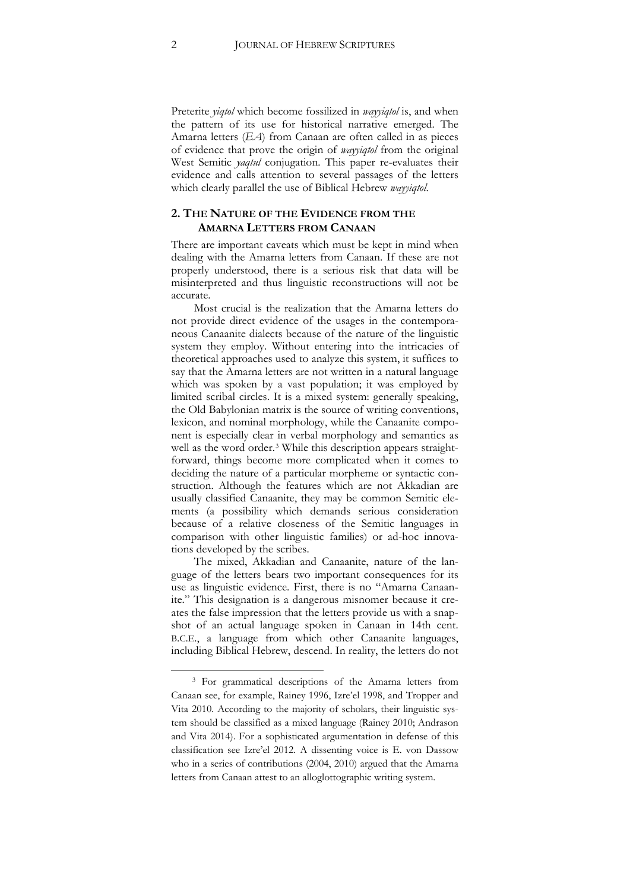Preterite *yiqtol* which become fossilized in *wayyiqtol* is, and when the pattern of its use for historical narrative emerged. The Amarna letters (*EA*) from Canaan are often called in as pieces of evidence that prove the origin of *wayyiqtol* from the original West Semitic *yaqtul* conjugation. This paper re-evaluates their evidence and calls attention to several passages of the letters which clearly parallel the use of Biblical Hebrew *wayyiqtol*.

## 2. The Nature of the Evidence from the Amarna Letters from Canaan

There are important caveats which must be kept in mind when dealing with the Amarna letters from Canaan. If these are not properly understood, there is a serious risk that data will be misinterpreted and thus linguistic reconstructions will not be accurate.

Most crucial is the realization that the Amarna letters do not provide direct evidence of the usages in the contemporaneous Canaanite dialects because of the nature of the linguistic system they employ. Without entering into the intricacies of theoretical approaches used to analyze this system, it suffices to say that the Amarna letters are not written in a natural language which was spoken by a vast population; it was employed by limited scribal circles. It is a mixed system: generally speaking, the Old Babylonian matrix is the source of writing conventions, lexicon, and nominal morphology, while the Canaanite component is especially clear in verbal morphology and semantics as well as the word order.[3] While this description appears straightforward, things become more complicated when it comes to deciding the nature of a particular morpheme or syntactic construction. Although the features which are not Akkadian are usually classified Canaanite, they may be common Semitic elements (a possibility which demands serious consideration because of a relative closeness of the Semitic languages in comparison with other linguistic families) or ad-hoc innovations developed by the scribes.

The mixed, Akkadian and Canaanite, nature of the language of the letters bears two important consequences for its use as linguistic evidence. First, there is no "Amarna Canaanite." This designation is a dangerous misnomer because it creates the false impression that the letters provide us with a snapshot of an actual language spoken in Canaan in 14th cent. B.C.E., a language from which other Canaanite languages, including Biblical Hebrew, descend. In reality, the letters do not

[3] For grammatical descriptions of the Amarna letters from Canaan see, for example, Rainey 1996, Izre'el 1998, and Tropper and Vita 2010. According to the majority of scholars, their linguistic system should be classified as a mixed language (Rainey 2010; Andrason and Vita 2014). For a sophisticated argumentation in defense of this classification see Izre'el 2012. A dissenting voice is E. von Dassow who in a series of contributions (2004, 2010) argued that the Amarna letters from Canaan attest to an alloglottographic writing system.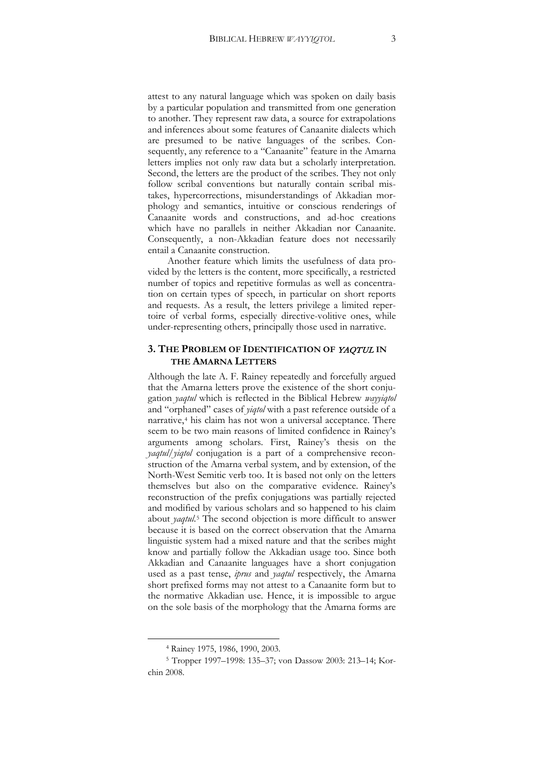attest to any natural language which was spoken on daily basis by a particular population and transmitted from one generation to another. They represent raw data, a source for extrapolations and inferences about some features of Canaanite dialects which are presumed to be native languages of the scribes. Consequently, any reference to a "Canaanite" feature in the Amarna letters implies not only raw data but a scholarly interpretation. Second, the letters are the product of the scribes. They not only follow scribal conventions but naturally contain scribal mistakes, hypercorrections, misunderstandings of Akkadian morphology and semantics, intuitive or conscious renderings of Canaanite words and constructions, and ad-hoc creations which have no parallels in neither Akkadian nor Canaanite. Consequently, a non-Akkadian feature does not necessarily entail a Canaanite construction.

Another feature which limits the usefulness of data provided by the letters is the content, more specifically, a restricted number of topics and repetitive formulas as well as concentration on certain types of speech, in particular on short reports and requests. As a result, the letters privilege a limited repertoire of verbal forms, especially directive-volitive ones, while under-representing others, principally those used in narrative.

## 3. THE PROBLEM OF IDENTIFICATION OF *YAQTUL* IN THE AMARNA LETTERS

Although the late A. F. Rainey repeatedly and forcefully argued that the Amarna letters prove the existence of the short conjugation *yaqtul* which is reflected in the Biblical Hebrew *wayyiqtol* and "orphaned" cases of *yiqtol* with a past reference outside of a narrative,[4] his claim has not won a universal acceptance. There seem to be two main reasons of limited confidence in Rainey's arguments among scholars. First, Rainey's thesis on the *yaqtul*/*yiqtol* conjugation is a part of a comprehensive reconstruction of the Amarna verbal system, and by extension, of the North-West Semitic verb too. It is based not only on the letters themselves but also on the comparative evidence. Rainey's reconstruction of the prefix conjugations was partially rejected and modified by various scholars and so happened to his claim about *yaqtul*.[5] The second objection is more difficult to answer because it is based on the correct observation that the Amarna linguistic system had a mixed nature and that the scribes might know and partially follow the Akkadian usage too. Since both Akkadian and Canaanite languages have a short conjugation used as a past tense, *iprus* and *yaqtul* respectively, the Amarna short prefixed forms may not attest to a Canaanite form but to the normative Akkadian use. Hence, it is impossible to argue on the sole basis of the morphology that the Amarna forms are

[4] Rainey 1975, 1986, 1990, 2003.

[5] Tropper 1997–1998: 135–37; von Dassow 2003: 213–14; Korchin 2008.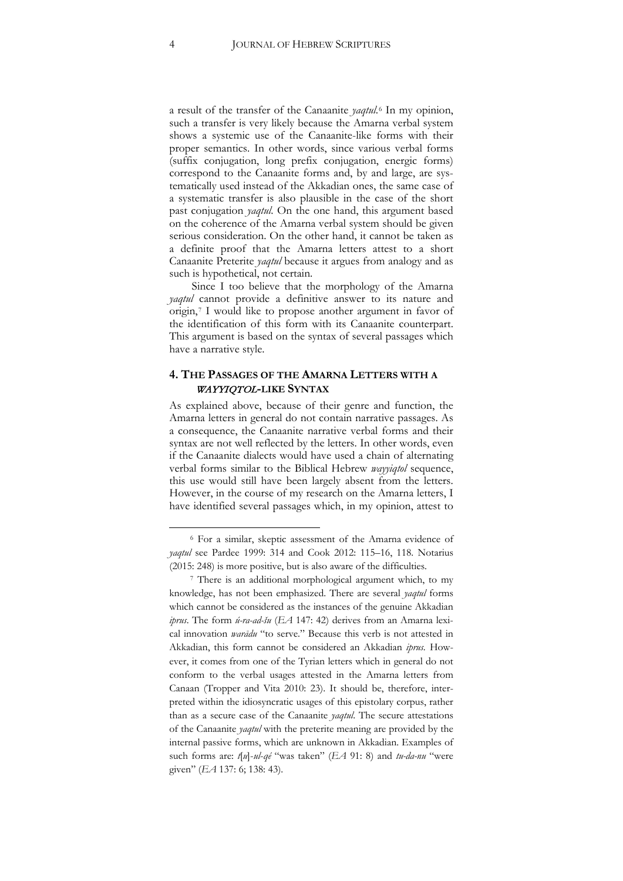a result of the transfer of the Canaanite *yaqtul*.[6] In my opinion, such a transfer is very likely because the Amarna verbal system shows a systemic use of the Canaanite-like forms with their proper semantics. In other words, since various verbal forms (suffix conjugation, long prefix conjugation, energic forms) correspond to the Canaanite forms and, by and large, are systematically used instead of the Akkadian ones, the same case of a systematic transfer is also plausible in the case of the short past conjugation *yaqtul*. On the one hand, this argument based on the coherence of the Amarna verbal system should be given serious consideration. On the other hand, it cannot be taken as a definite proof that the Amarna letters attest to a short Canaanite Preterite *yaqtul* because it argues from analogy and as such is hypothetical, not certain.

Since I too believe that the morphology of the Amarna *yaqtul* cannot provide a definitive answer to its nature and origin,[7] I would like to propose another argument in favor of the identification of this form with its Canaanite counterpart. This argument is based on the syntax of several passages which have a narrative style.

## 4. The Passages of the Amarna Letters with a *Wayyiqtol*-like Syntax

As explained above, because of their genre and function, the Amarna letters in general do not contain narrative passages. As a consequence, the Canaanite narrative verbal forms and their syntax are not well reflected by the letters. In other words, even if the Canaanite dialects would have used a chain of alternating verbal forms similar to the Biblical Hebrew *wayyiqtol* sequence, this use would still have been largely absent from the letters. However, in the course of my research on the Amarna letters, I have identified several passages which, in my opinion, attest to

---

[6] For a similar, skeptic assessment of the Amarna evidence of *yaqtul* see Pardee 1999: 314 and Cook 2012: 115–16, 118. Notarius (2015: 248) is more positive, but is also aware of the difficulties.

[7] There is an additional morphological argument which, to my knowledge, has not been emphasized. There are several *yaqtul* forms which cannot be considered as the instances of the genuine Akkadian *iprus*. The form *ú-ra-ad-šu* (*EA* 147: 42) derives from an Amarna lexical innovation *warādu* "to serve." Because this verb is not attested in Akkadian, this form cannot be considered an Akkadian *iprus*. However, it comes from one of the Tyrian letters which in general do not conform to the verbal usages attested in the Amarna letters from Canaan (Tropper and Vita 2010: 23). It should be, therefore, interpreted within the idiosyncratic usages of this epistolary corpus, rather than as a secure case of the Canaanite *yaqtul*. The secure attestations of the Canaanite *yaqtul* with the preterite meaning are provided by the internal passive forms, which are unknown in Akkadian. Examples of such forms are: *t*[*u*]-*ul-qé* "was taken" (*EA* 91: 8) and *tu-da-nu* "were given" (*EA* 137: 6; 138: 43).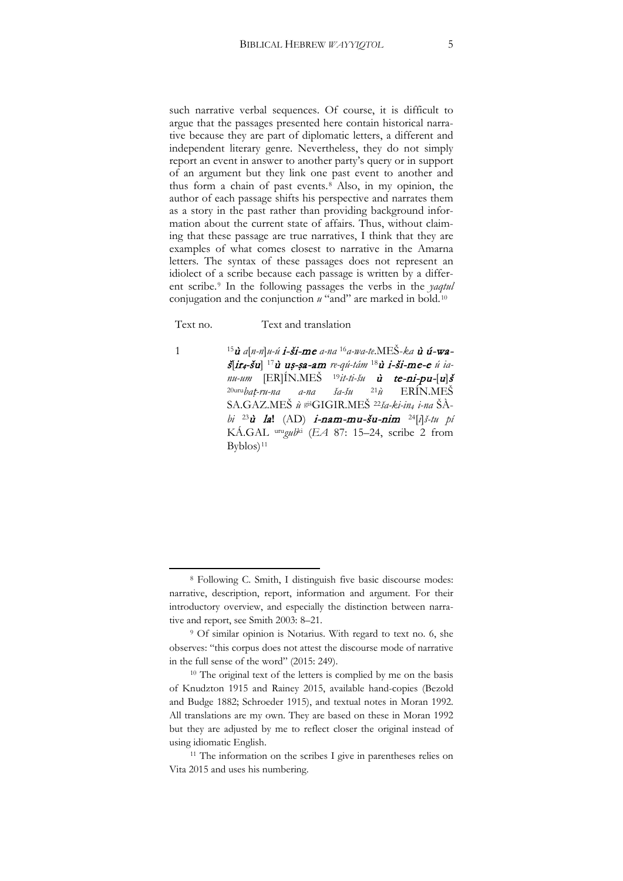such narrative verbal sequences. Of course, it is difficult to argue that the passages presented here contain historical narrative because they are part of diplomatic letters, a different and independent literary genre. Nevertheless, they do not simply report an event in answer to another party's query or in support of an argument but they link one past event to another and thus form a chain of past events.[8] Also, in my opinion, the author of each passage shifts his perspective and narrates them as a story in the past rather than providing background information about the current state of affairs. Thus, without claiming that these passage are true narratives, I think that they are examples of what comes closest to narrative in the Amarna letters. The syntax of these passages does not represent an idiolect of a scribe because each passage is written by a different scribe.[9] In the following passages the verbs in the *yaqtul* conjugation and the conjunction *u* "and" are marked in bold.[10]

| Text no. | Text and translation |
|---|---|
| 1 | [15]***ù*** *a*[*n-n*]*u-ú* ***i-ší-me*** *a-na* [16]*a-wa-te*.MEŠ-*ka* ***ù ú-wa-š***[***ir₄-šu***] [17]***ù uṣ-ṣa-am*** *re-qú-tám* [18]***ù i-ší-me-e*** *ú ia-nu-um* [ER]ÍN.MEŠ [19]*it-ti-šu* ***ù te-ni-pu***-[***u***]***š*** [20]uru*baṭ-ru-na* *a-na* *ša-šu* [21]***ù*** ERÍN.MEŠ SA.GAZ.MEŠ *ù* gišGIGIR.MEŠ [22]*ša-ki-in₄ i-na* ŠÀ-*bi* [23]***ù la!*** (AD) ***i-nam-mu-šu-nim*** [24][*i*]*š-tu pí* KÁ.GAL uru*gub*ki (*EA* 87: 15–24, scribe 2 from Byblos)[11] |

[8] Following C. Smith, I distinguish five basic discourse modes: narrative, description, report, information and argument. For their introductory overview, and especially the distinction between narrative and report, see Smith 2003: 8–21.

[9] Of similar opinion is Notarius. With regard to text no. 6, she observes: "this corpus does not attest the discourse mode of narrative in the full sense of the word" (2015: 249).

[10] The original text of the letters is complied by me on the basis of Knudzton 1915 and Rainey 2015, available hand-copies (Bezold and Budge 1882; Schroeder 1915), and textual notes in Moran 1992. All translations are my own. They are based on these in Moran 1992 but they are adjusted by me to reflect closer the original instead of using idiomatic English.

[11] The information on the scribes I give in parentheses relies on Vita 2015 and uses his numbering.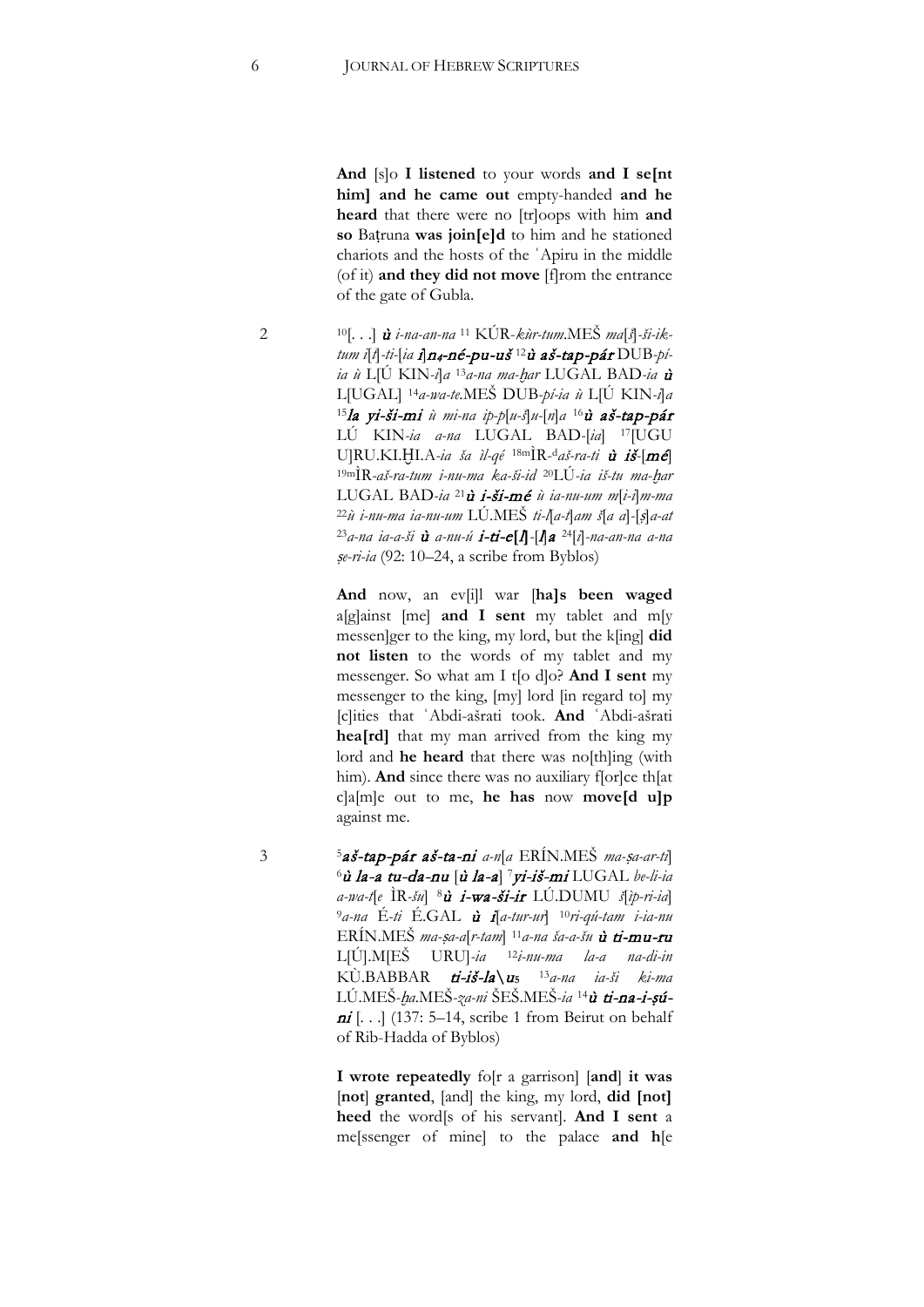**And** [s]o **I listened** to your words **and I se[nt him] and he came out** empty-handed **and he heard** that there were no [tr]oops with him **and so** Baṭruna **was join[e]d** to him and he stationed chariots and the hosts of the ʿApiru in the middle (of it) **and they did not move** [f]rom the entrance of the gate of Gubla.

2 [10][. . .] ***ù*** *i-na-an-na* [11] KÚR-*kùr-tum*.MEŠ *ma*[*š*]-*ši-ik-tum i*[*t*]-*ti*-[*ia* ***i***]***n₄-né-pu-uš*** [12]***ù aš-tap-pár*** DUB-*pí-ia ù* L[Ú KIN-*i*]*a* [13]*a-na ma-ḫar* LUGAL BAD-*ia* ***ù*** L[UGAL] [14]*a-wa-te*.MEŠ DUB-*pí-ia ù* L[Ú KIN-*i*]*a* [15]***la yi-ši-mi*** *ù mi-na ip-p*[*u-š*]*u*-[*n*]*a* [16]***ù aš-tap-pár*** LÚ KIN-*ia a-na* LUGAL BAD-[*ia*] [17][UGU U]RU.KI.ḪI.A-*ia ša il-qé* [18m]ÌR-[d]*aš-ra-ti* ***ù iš***-[***mé***] [19m]ÌR-*aš-ra-tum i-nu-ma ka-ši-id* [20]LÚ-*ia iš-tu ma-ḫar* LUGAL BAD-*ia* [21]***ù i-ši-mé*** *ù ia-nu-um m*[*i-i*]*m-ma* [22]*ù i-nu-ma ia-nu-um* LÚ.MEŠ *ti-l*[*a-t*]*am š*[*a a*]-[*ṣ*]*a-at* [23]*a-na ia-a-ši* ***ù*** *a-nu-ú* ***i-ti-e***[***l***]-[***l***]***a*** [24][*i*]-*na-an-na a-na ṣe-ri-ia* (92: 10–24, a scribe from Byblos)

**And** now, an ev[i]l war [**ha]s been waged** a[g]ainst [me] **and I sent** my tablet and m[y messen]ger to the king, my lord, but the k[ing] **did not listen** to the words of my tablet and my messenger. So what am I t[o d]o? **And I sent** my messenger to the king, [my] lord [in regard to] my [c]ities that ʿAbdi-ašrati took. **And** ʿAbdi-ašrati **hea[rd]** that my man arrived from the king my lord and **he heard** that there was no[th]ing (with him). **And** since there was no auxiliary f[or]ce th[at c]a[m]e out to me, **he has** now **move[d u]p** against me.

3 [5]***aš-tap-pár aš-ta-ni*** *a-n*[*a* ERÍN.MEŠ *ma-ṣa-ar-ti*] [6]***ù la-a tu-da-nu*** [***ù la-a***] [7]***yi-iš-mi*** LUGAL *be-li-ia a-wa-t*[*e* ÌR-*šu*] [8]***ù i-wa-ši-ir*** LÚ.DUMU *š*[*ip-ri-ia*] [9]*a-na* É-*ti* É.GAL ***ù i***[*a-tur-ur*] [10]*ri-qú-tam i-ia-nu* ERÍN.MEŠ *ma-ṣa-a*[*r-tam*] [11]*a-na ša-a-šu* ***ù ti-mu-ru*** L[Ú].M[EŠ URU]-*ia* [12]*i-nu-ma la-a na-di-in* KÙ.BABBAR ***ti-iš-la\u₅*** [13]*a-na ia-ši ki-ma* LÚ.MEŠ-*ḫa*.MEŠ-*za-ni* ŠEŠ.MEŠ-*ia* [14]***ù ti-na-i-ṣú-ni*** [. . .] (137: 5–14, scribe 1 from Beirut on behalf of Rib-Hadda of Byblos)

**I wrote repeatedly** fo[r a garrison] [**and**] **it was** [**not**] **granted**, [and] the king, my lord, **did [not] heed** the word[s of his servant]. **And I sent** a me[ssenger of mine] to the palace **and h**[e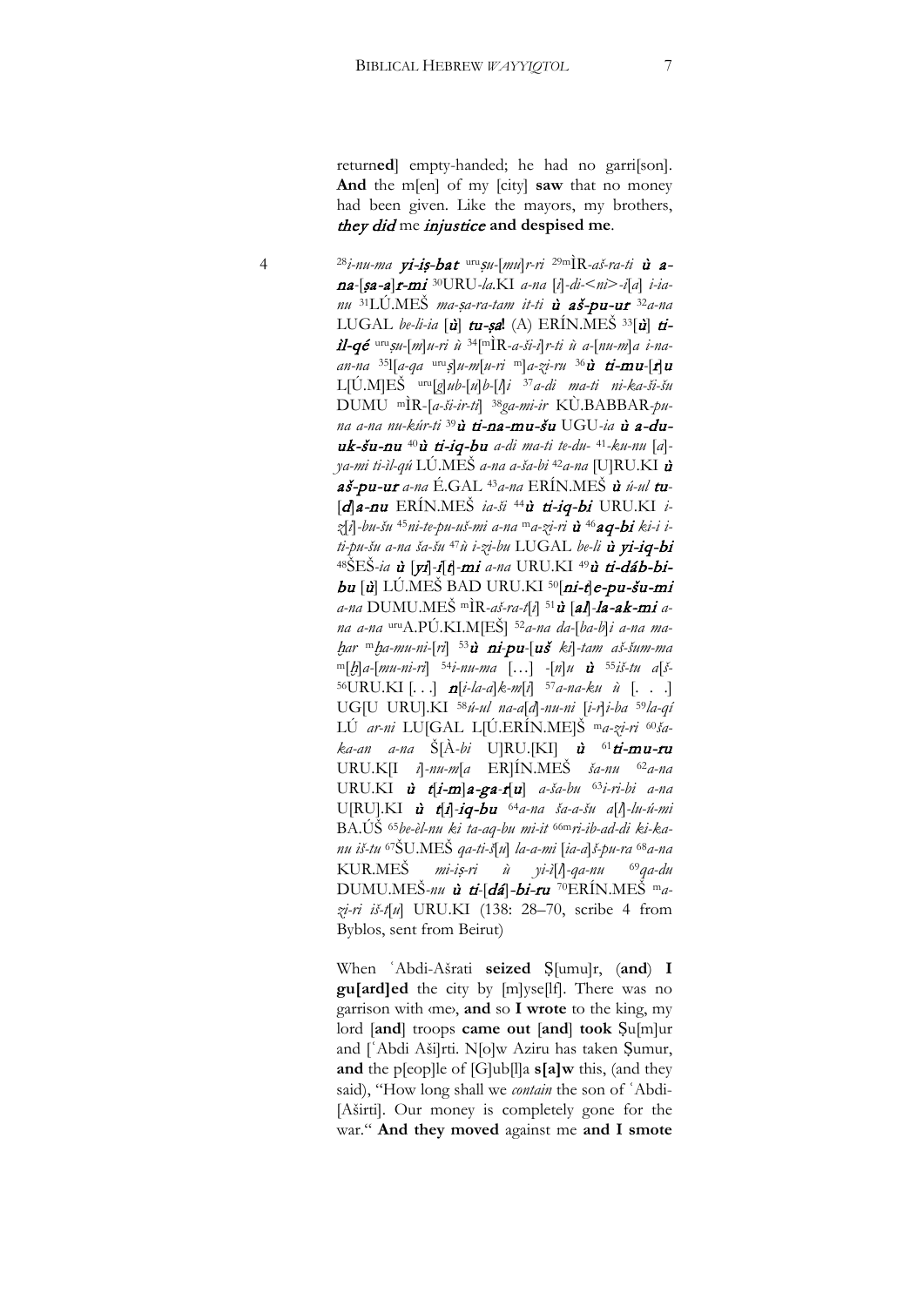return**ed**] empty-handed; he had no garri[son]. **And** the m[en] of my [city] **saw** that no money had been given. Like the mayors, my brothers, ***they did*** me ***injustice*** **and despised me**.

4 [28]*i-nu-ma* ***yi-iṣ-bat*** [uru]*ṣu-*[*mu*]*r-ri* [29m]ÌR-*aš-ra-ti* ***ù a-na-*[*ṣa-a*]*r-mi*** [30]URU-*la*.KI *a-na* [*i*]*-di-<ni>-i*[*a*] *i-ia-nu* [31]LÚ.MEŠ *ma-ṣa-ra-tam it-ti* ***ù aš-pu-ur*** [32]*a-na* LUGAL *be-li-ia* [***ù***] ***tu-ṣa!*** (A) ERÍN.MEŠ [33][***ù***] ***ti-il-qé*** [uru]*ṣu-*[*m*]*u-ri ù* [34][mÌR*-a-ši-i*]*r-ti ù a-*[*nu-m*]*a i-na-an-na* [35][*a-qa* [uru]*ṣ*]*u-m*[*u-ri* m]*a-zi-ru* [36]***ù ti-mu-*[*r*]*u*** L[Ú.M]EŠ [uru][*g*]*ub-*[*u*]*b-*[*l*]*i* [37]*a-di ma-ti ni-ka-ši-šu* DUMU mÌR-[*a-ši-ir-ti*] [38]*ga-mi-ir* KÙ.BABBAR-*pu-na a-na nu-kúr-ti* [39]***ù ti-na-mu-šu*** UGU-*ia* ***ù a-du-uk-šu-nu*** [40]***ù ti-iq-bu*** *a-di ma-ti te-du-* [41]*-ku-nu* [*a*]*-ya-mi ti-il-qú* LÚ.MEŠ *a-na a-ša-bi* [42]*a-na* [U]RU.KI ***ù aš-pu-ur*** *a-na* É.GAL [43]*a-na* ERÍN.MEŠ ***ù ú-ul tu-*[*d*]*a-nu*** ERÍN.MEŠ *ia-ši* [44]***ù ti-iq-bi*** URU.KI *i-z*[*i*]*-bu-šu* [45]*ni-te-pu-uš-mi a-na* m*a-zi-ri* ***ù*** [46]***aq-bi*** *ki-i i-ti-pu-šu a-na ša-šu* [47]*ù i-zi-bu* LUGAL *be-li* ***ù yi-iq-bi*** [48]ŠEŠ-*ia* ***ù*** [***yi***]***-i*[*t*]*-mi*** *a-na* URU.KI [49]***ù ti-dáb-bi-bu*** [***ù***] LÚ.MEŠ BAD URU.KI [50][***ni-t***]***e-pu-šu-mi*** *a-na* DUMU.MEŠ mÌR-*aš-ra-t*[*i*] [51]***ù*** [***al***]***-la-ak-mi*** *a-na a-na* [uru]A.PÚ.KI.M[EŠ] [52]*a-na da-*[*ba-b*]*i a-na ma-ḫar* m*ḫa-mu-ni-*[*ri*] [53]***ù ni-pu-*[*uš ki*]*-tam*** *aš-šum-ma* m[*ḫ*]*a-*[*mu-ni-ri*] [54]*i-nu-ma* [...] -[*n*]*u* ***ù*** [55]*iš-tu a*[*š-*] [56]URU.KI [. . .] ***n***[*i-la-a*]*k-m*[*i*] [57]*a-na-ku ù* [. . .] UG[U URU].KI [58]*ú-ul na-a*[*d*]*-nu-ni* [*i-r*]*i-ba* [59]*la-qí* LÚ *ar-ni* LU[GAL L[Ú.ERÍN.ME]Š m*a-zi-ri* [60]*ša-ka-an a-na* Š[À*-bi* U]RU.[KI] ***ù*** [61]***ti-mu-ru*** URU.K[I *i*]*-nu-m*[*a* ER]ÍN.MEŠ *ša-nu* [62]*a-na* URU.KI ***ù t*[*i-m*]*a-ga-r*[*u*]** *a-ša-bu* [63]*i-ri-bi a-na* U[RU].KI ***ù t*[*i*]*-iq-bu*** [64]*a-na ša-a-šu a*[*l*]*-lu-ú-mi* BA.ÚŠ [65]*be-èl-nu ki ta-aq-bu mi-it* [66m]*ri-ib-ad-di ki-ka-nu iš-tu* [67]ŠU.MEŠ *qa-ti-š*[*u*] *la-a-mi* [*ia-a*]*š-pu-ra* [68]*a-na* KUR.MEŠ *mi-iṣ-ri ù yi-i*[*l*]*-qa-nu* [69]*qa-du* DUMU.MEŠ*-nu* ***ù ti-*[*dá*]*-bi-ru*** [70]ERÍN.MEŠ m*a-zi-ri iš-t*[*u*] URU.KI (138: 28–70, scribe 4 from Byblos, sent from Beirut)

When ʿAbdi-Ašrati **seized** Ṣ[umu]r, (**and**) **I gu[ard]ed** the city by [m]yse[lf]. There was no garrison with ‹me›, **and** so **I wrote** to the king, my lord [**and**] troops **came out** [**and**] **took** Ṣu[m]ur and [ʿAbdi Aši]rti. N[o]w Aziru has taken Ṣumur, **and** the p[eop]le of [G]ub[l]a **s[a]w** this, (and they said), "How long shall we *contain* the son of ʿAbdi-[Aširti]. Our money is completely gone for the war." **And they moved** against me **and I smote**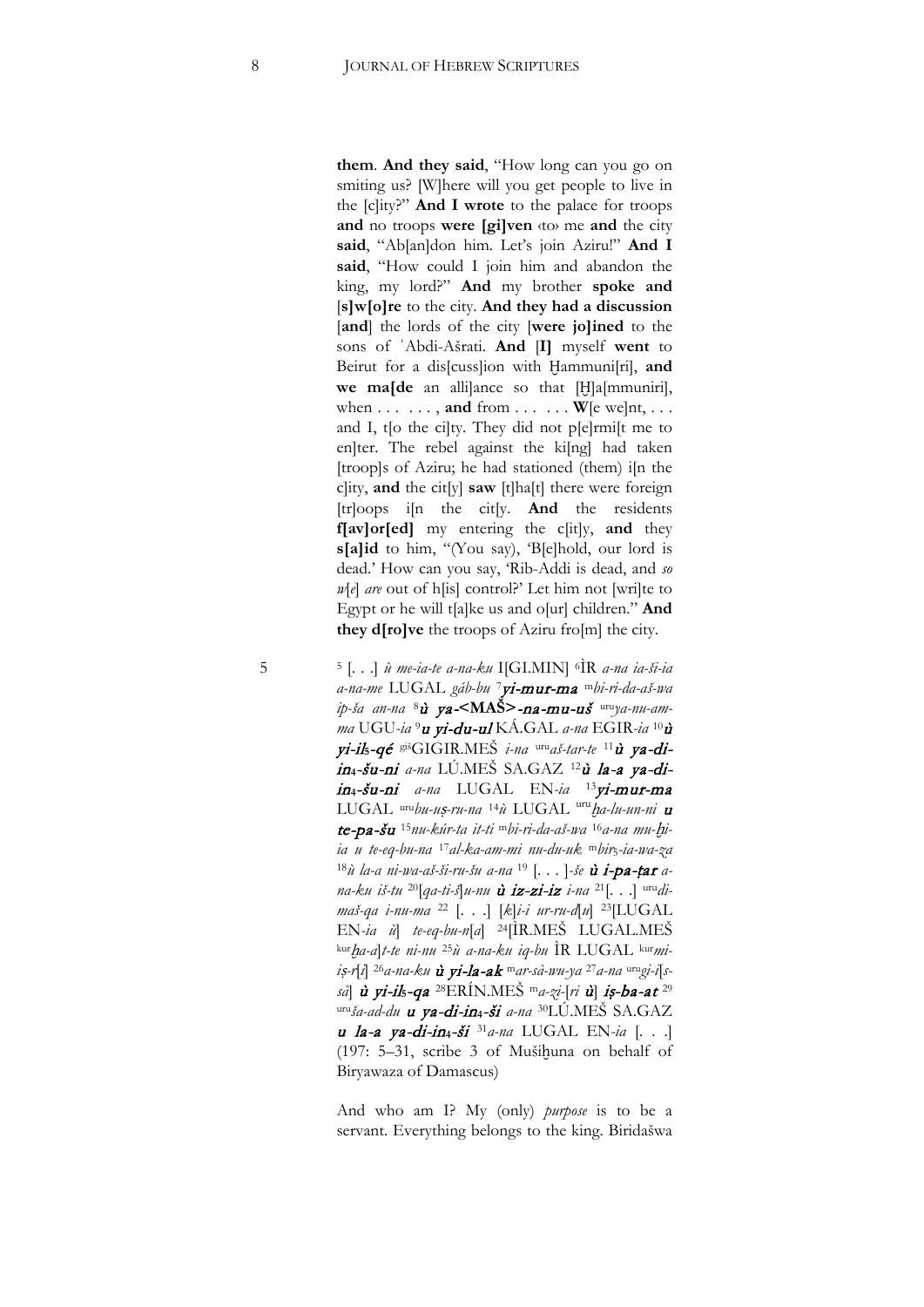**them**. **And they said**, "How long can you go on smiting us? [W]here will you get people to live in the [c]ity?" **And I wrote** to the palace for troops **and** no troops **were [gi]ven** ‹to› me **and** the city **said**, "Ab[an]don him. Let's join Aziru!" **And I said**, "How could I join him and abandon the king, my lord?" **And** my brother **spoke and** [**s**]**w[o]re** to the city. **And they had a discussion** [**and**] the lords of the city [**were jo]ined** to the sons of ʿAbdi-Ašrati. **And** [**I**] myself **went** to Beirut for a dis[cuss]ion with Ḫammuni[ri], **and we ma[de** an alli]ance so that [Ḫ]a[mmuniri], when . . . . . . . , **and** from . . . . . . **W**[e we]nt, . . . and I, t[o the ci]ty. They did not p[e]rmi[t me to en]ter. The rebel against the ki[ng] had taken [troop]s of Aziru; he had stationed (them) i[n the c]ity, **and** the cit[y] **saw** [t]ha[t] there were foreign [tr]oops i[n the cit]y. **And** the residents **f[av]or[ed]** my entering the c[it]y, **and** they **s[a]id** to him, "(You say), 'B[e]hold, our lord is dead.' How can you say, 'Rib-Addi is dead, and *so w[e] are* out of h[is] control?' Let him not [wri]te to Egypt or he will t[a]ke us and o[ur] children." **And they d[ro]ve** the troops of Aziru fro[m] the city.

5 [5] [. . .] *ù me-ia-te a-na-ku* I[GI.MIN] [6]ÌR *a-na ia-ši-ia a-na-me* LUGAL *gáb-bu* [7]***yi-mur-ma*** [m]*bi-ri-da-aš-wa ip-ša an-na* [8]***ù ya-*<MAŠ>*-na-mu-uš*** [uru]*ya-nu-am-ma* UGU-*ia* [9]***u yi-du-ul*** KÁ.GAL *a-na* EGIR-*ia* [10]***ù yi-il₅-qé*** [giš]GIGIR.MEŠ *i-na* [uru]*aš-tar-te* [11]***ù ya-di-in₄-šu-ni*** *a-na* LÚ.MEŠ SA.GAZ [12]***ù la-a ya-di-in₄-šu-ni*** *a-na* LUGAL EN-*ia* [13]***yi-mur-ma*** LUGAL [uru]*bu-uṣ-ru-na* [14]*ù* LUGAL [uru]*ḫa-lu-un-ni* ***u te-pa-šu*** [15]*nu-kúr-ta it-ti* [m]*bi-ri-da-aš-wa* [16]*a-na mu-ḫi-ia u te-eq-bu-na* [17]*al-ka-am-mi nu-du-uk* [m]*bir₅-ia-wa-za* [18]*ù la-a ni-wa-aš-ši-ru-šu a-na* [19] [. . . ]-*še* ***ù i-pa-ṭar*** *a-na-ku iš-tu* [20][*qa-ti-š*]*u-nu* ***ù iz-zi-iz*** *i-na* [21][. . .] [uru]*di-maš-qa i-nu-ma* [22] [. . .] [*k*]*i-i ur-ru-d*[*u*] [23][LUGAL EN-*ia ù*] *te-eq-bu-n*[*a*] [24][ÌR.MEŠ LUGAL.MEŠ [kur]*ḫa-a*]*t-te ni-nu* [25]*ù a-na-ku iq-bu* ÌR LUGAL [kur]*mi-iṣ-r*[*i*] [26]*a-na-ku* ***ù yi-la-ak*** [m]*ar-sà-wu-ya* [27]*a-na* [uru]*gi-i*[*s-sà*] ***ù yi-il₅-qa*** [28]ERÍN.MEŠ [m]*a-zi-*[*ri* ***ù***] ***iṣ-ba-at*** [29] [uru]*ša-ad-du* ***u ya-di-in₄-ši*** *a-na* [30]LÚ.MEŠ SA.GAZ ***u la-a ya-di-in₄-ši*** [31]*a-na* LUGAL EN-*ia* [. . .] (197: 5–31, scribe 3 of Mušiḫuna on behalf of Biryawaza of Damascus)

And who am I? My (only) *purpose* is to be a servant. Everything belongs to the king. Biridašwa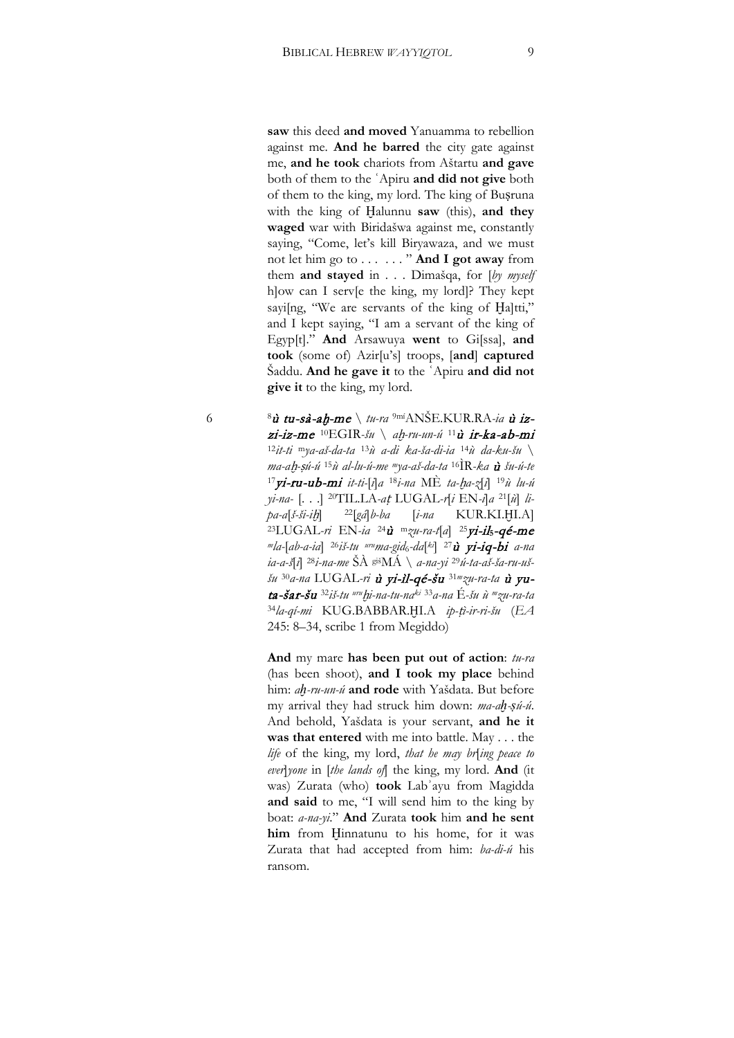**saw** this deed **and moved** Yanuamma to rebellion against me. **And he barred** the city gate against me, **and he took** chariots from Aštartu **and gave** both of them to the ʿApiru **and did not give** both of them to the king, my lord. The king of Buṣruna with the king of Ḫalunnu **saw** (this), **and they waged** war with Biridašwa against me, constantly saying, "Come, let's kill Biryawaza, and we must not let him go to . . . . . . . " **And I got away** from them **and stayed** in . . . Dimašqa, for [*by myself* h]ow can I serv[e the king, my lord]? They kept sayi[ng, "We are servants of the king of Ḫa]tti," and I kept saying, "I am a servant of the king of Egyp[t]." **And** Arsawuya **went** to Gi[ssa], **and took** (some of) Azir[u's] troops, [**and**] **captured** Šaddu. **And he gave it** to the ʿApiru **and did not give it** to the king, my lord.

6 [8]***ù tu-sà-aḫ-me*** \ *tu-ra* [9mí]ANŠE.KUR.RA-*ia* ***ù iz-zi-iz-me*** [10]EGIR-*šu* \ *aḫ-ru-un-ú* [11]***ù ir-ka-ab-mi*** [12]*it-ti* [m]*ya-aš-da-ta* [13]*ù a-di ka-ša-di-ia* [14]*ù da-ku-šu* \ *ma-aḫ-ṣú-ú* [15]*ù al-lu-ú-me* [m]*ya-aš-da-ta* [16]ÌR-*ka* ***ù*** *šu-ú-te* [17]***yi-ru-ub-mi*** *it-ti*-[*i*]*a* [18]*i-na* MÈ *ta-ḫa-z*[*i*] [19]*ù lu-ú yi-na-* [. . .] [20]TIL.LA-*aṭ* LUGAL-*r*[*i* EN-*i*]*a* [21][*ù*] *li-pa-a*[*š-ši-iḫ*] [22][*gá*]*b-ba* [*i-na* KUR.KI.ḪI.A] [23]LUGAL-*ri* EN-*ia* [24]***ù*** [m]*zu-ra-t*[*a*] [25]***yi-il₅-qé-me*** [m]*la-*[*ab-a-ia*] [26]*iš-tu* [uru]*ma-gid₆-da*[ki] [27]***ù yi-iq-bi*** *a-na ia-a-š*[*i*] [28]*i-na-me* ŠÀ [giš]MÁ \ *a-na-yi* [29]*ú-ta-aš-ša-ru-uš-šu* [30]*a-na* LUGAL-*ri* ***ù yi-il-qé-šu*** [31][m]*zu-ra-ta* ***ù yu-ta-šar-šu*** [32]*iš-tu* [uru]*ḫi-na-tu-na*[ki] [33]*a-na* É-*šu ù* [m]*zu-ra-ta* [34]*la-qí-mi* KUG.BABBAR.ḪI.A *ip-ṭì-ir-ri-šu* (*EA* 245: 8–34, scribe 1 from Megiddo)

**And** my mare **has been put out of action**: *tu-ra* (has been shoot), **and I took my place** behind him: *aḫ-ru-un-ú* **and rode** with Yašdata. But before my arrival they had struck him down: *ma-aḫ-ṣú-ú*. And behold, Yašdata is your servant, **and he it was that entered** with me into battle. May . . . the *life* of the king, my lord, *that he may br*[*ing peace to ever*]*yone* in [*the lands of*] the king, my lord. **And** (it was) Zurata (who) **took** Labʾayu from Magidda **and said** to me, "I will send him to the king by boat: *a-na-yi*." **And** Zurata **took** him **and he sent him** from Ḫinnatunu to his home, for it was Zurata that had accepted from him: *ba-di-ú* his ransom.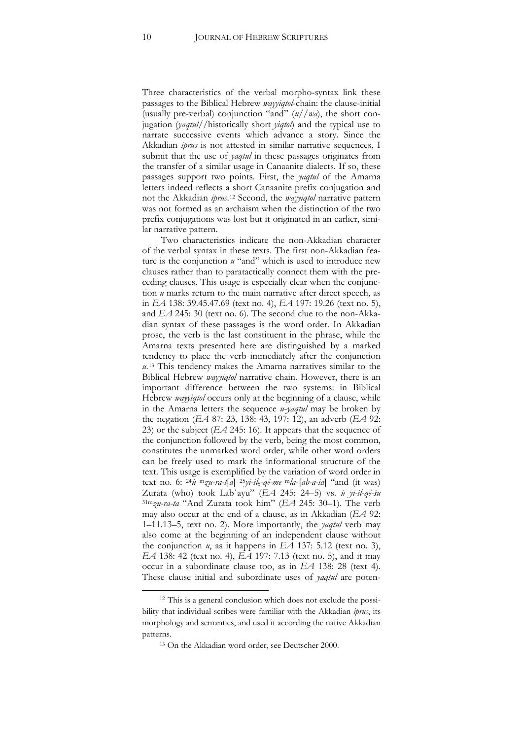Three characteristics of the verbal morpho-syntax link these passages to the Biblical Hebrew *wayyiqtol*-chain: the clause-initial (usually pre-verbal) conjunction "and" (*u*//*wa*), the short conjugation (*yaqtul*//historically short *yiqtol*) and the typical use to narrate successive events which advance a story. Since the Akkadian *iprus* is not attested in similar narrative sequences, I submit that the use of *yaqtul* in these passages originates from the transfer of a similar usage in Canaanite dialects. If so, these passages support two points. First, the *yaqtul* of the Amarna letters indeed reflects a short Canaanite prefix conjugation and not the Akkadian *iprus*.[12] Second, the *wayyiqtol* narrative pattern was not formed as an archaism when the distinction of the two prefix conjugations was lost but it originated in an earlier, similar narrative pattern.

Two characteristics indicate the non-Akkadian character of the verbal syntax in these texts. The first non-Akkadian feature is the conjunction *u* "and" which is used to introduce new clauses rather than to paratactically connect them with the preceding clauses. This usage is especially clear when the conjunction *u* marks return to the main narrative after direct speech, as in *EA* 138: 39.45.47.69 (text no. 4), *EA* 197: 19.26 (text no. 5), and *EA* 245: 30 (text no. 6). The second clue to the non-Akkadian syntax of these passages is the word order. In Akkadian prose, the verb is the last constituent in the phrase, while the Amarna texts presented here are distinguished by a marked tendency to place the verb immediately after the conjunction *u*.[13] This tendency makes the Amarna narratives similar to the Biblical Hebrew *wayyiqtol* narrative chain. However, there is an important difference between the two systems: in Biblical Hebrew *wayyiqtol* occurs only at the beginning of a clause, while in the Amarna letters the sequence *u-yaqtul* may be broken by the negation (*EA* 87: 23, 138: 43, 197: 12), an adverb (*EA* 92: 23) or the subject (*EA* 245: 16). It appears that the sequence of the conjunction followed by the verb, being the most common, constitutes the unmarked word order, while other word orders can be freely used to mark the informational structure of the text. This usage is exemplified by the variation of word order in text no. 6: [24]*ù* [m]*zu-ra-t*[*a*] [25]*yi-il*$_5$*-qé-me* [m]*la-*[*ab-a-ia*] "and (it was) Zurata (who) took Labʾayu" (*EA* 245: 24–5) vs. *ù yi-ìl-qé-šu* [31m]*zu-ra-ta* "And Zurata took him" (*EA* 245: 30–1). The verb may also occur at the end of a clause, as in Akkadian (*EA* 92: 1–11.13–5, text no. 2). More importantly, the *yaqtul* verb may also come at the beginning of an independent clause without the conjunction *u*, as it happens in *EA* 137: 5.12 (text no. 3), *EA* 138: 42 (text no. 4), *EA* 197: 7.13 (text no. 5), and it may occur in a subordinate clause too, as in *EA* 138: 28 (text 4). These clause initial and subordinate uses of *yaqtul* are poten-

---

[12] This is a general conclusion which does not exclude the possibility that individual scribes were familiar with the Akkadian *iprus*, its morphology and semantics, and used it according the native Akkadian patterns.

[13] On the Akkadian word order, see Deutscher 2000.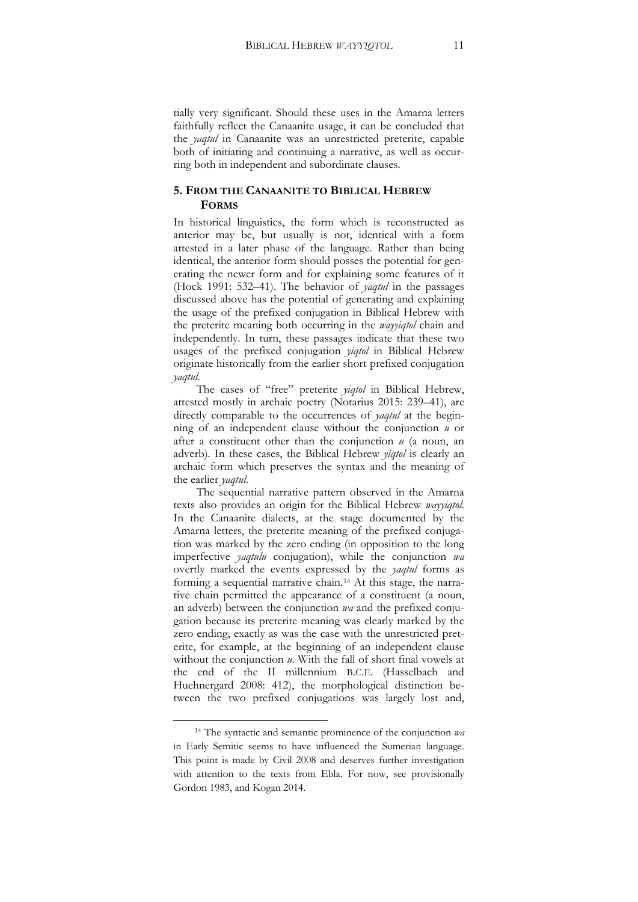tially very significant. Should these uses in the Amarna letters faithfully reflect the Canaanite usage, it can be concluded that the *yaqtul* in Canaanite was an unrestricted preterite, capable both of initiating and continuing a narrative, as well as occurring both in independent and subordinate clauses.

## 5. From the Canaanite to Biblical Hebrew Forms

In historical linguistics, the form which is reconstructed as anterior may be, but usually is not, identical with a form attested in a later phase of the language. Rather than being identical, the anterior form should posses the potential for generating the newer form and for explaining some features of it (Hock 1991: 532–41). The behavior of *yaqtul* in the passages discussed above has the potential of generating and explaining the usage of the prefixed conjugation in Biblical Hebrew with the preterite meaning both occurring in the *wayyiqtol* chain and independently. In turn, these passages indicate that these two usages of the prefixed conjugation *yiqtol* in Biblical Hebrew originate historically from the earlier short prefixed conjugation *yaqtul*.

The cases of "free" preterite *yiqtol* in Biblical Hebrew, attested mostly in archaic poetry (Notarius 2015: 239–41), are directly comparable to the occurrences of *yaqtul* at the beginning of an independent clause without the conjunction *u* or after a constituent other than the conjunction *u* (a noun, an adverb). In these cases, the Biblical Hebrew *yiqtol* is clearly an archaic form which preserves the syntax and the meaning of the earlier *yaqtul*.

The sequential narrative pattern observed in the Amarna texts also provides an origin for the Biblical Hebrew *wayyiqtol*. In the Canaanite dialects, at the stage documented by the Amarna letters, the preterite meaning of the prefixed conjugation was marked by the zero ending (in opposition to the long imperfective *yaqtulu* conjugation), while the conjunction *wa* overtly marked the events expressed by the *yaqtul* forms as forming a sequential narrative chain.[14] At this stage, the narrative chain permitted the appearance of a constituent (a noun, an adverb) between the conjunction *wa* and the prefixed conjugation because its preterite meaning was clearly marked by the zero ending, exactly as was the case with the unrestricted preterite, for example, at the beginning of an independent clause without the conjunction *u*. With the fall of short final vowels at the end of the II millennium B.C.E. (Hasselbach and Huehnergard 2008: 412), the morphological distinction between the two prefixed conjugations was largely lost and,

[14] The syntactic and semantic prominence of the conjunction *wa* in Early Semitic seems to have influenced the Sumerian language. This point is made by Civil 2008 and deserves further investigation with attention to the texts from Ebla. For now, see provisionally Gordon 1983, and Kogan 2014.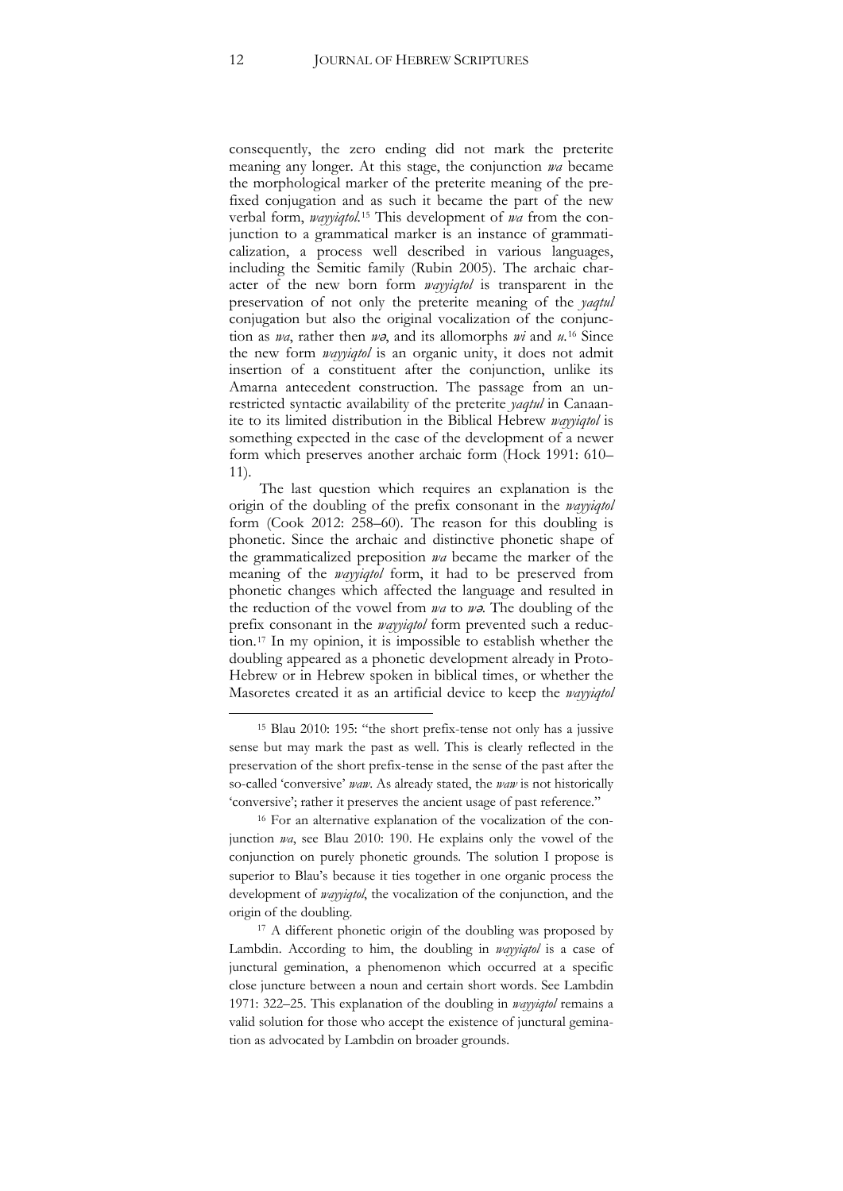consequently, the zero ending did not mark the preterite meaning any longer. At this stage, the conjunction *wa* became the morphological marker of the preterite meaning of the prefixed conjugation and as such it became the part of the new verbal form, *wayyiqtol*.[15] This development of *wa* from the conjunction to a grammatical marker is an instance of grammaticalization, a process well described in various languages, including the Semitic family (Rubin 2005). The archaic character of the new born form *wayyiqtol* is transparent in the preservation of not only the preterite meaning of the *yaqtul* conjugation but also the original vocalization of the conjunction as *wa*, rather then *wə*, and its allomorphs *wi* and *u*.[16] Since the new form *wayyiqtol* is an organic unity, it does not admit insertion of a constituent after the conjunction, unlike its Amarna antecedent construction. The passage from an unrestricted syntactic availability of the preterite *yaqtul* in Canaanite to its limited distribution in the Biblical Hebrew *wayyiqtol* is something expected in the case of the development of a newer form which preserves another archaic form (Hock 1991: 610–11).

The last question which requires an explanation is the origin of the doubling of the prefix consonant in the *wayyiqtol* form (Cook 2012: 258–60). The reason for this doubling is phonetic. Since the archaic and distinctive phonetic shape of the grammaticalized preposition *wa* became the marker of the meaning of the *wayyiqtol* form, it had to be preserved from phonetic changes which affected the language and resulted in the reduction of the vowel from *wa* to *wə*. The doubling of the prefix consonant in the *wayyiqtol* form prevented such a reduction.[17] In my opinion, it is impossible to establish whether the doubling appeared as a phonetic development already in Proto-Hebrew or in Hebrew spoken in biblical times, or whether the Masoretes created it as an artificial device to keep the *wayyiqtol*

---

[15] Blau 2010: 195: "the short prefix-tense not only has a jussive sense but may mark the past as well. This is clearly reflected in the preservation of the short prefix-tense in the sense of the past after the so-called 'conversive' *waw*. As already stated, the *waw* is not historically 'conversive'; rather it preserves the ancient usage of past reference."

[16] For an alternative explanation of the vocalization of the conjunction *wa*, see Blau 2010: 190. He explains only the vowel of the conjunction on purely phonetic grounds. The solution I propose is superior to Blau's because it ties together in one organic process the development of *wayyiqtol*, the vocalization of the conjunction, and the origin of the doubling.

[17] A different phonetic origin of the doubling was proposed by Lambdin. According to him, the doubling in *wayyiqtol* is a case of junctural gemination, a phenomenon which occurred at a specific close juncture between a noun and certain short words. See Lambdin 1971: 322–25. This explanation of the doubling in *wayyiqtol* remains a valid solution for those who accept the existence of junctural gemination as advocated by Lambdin on broader grounds.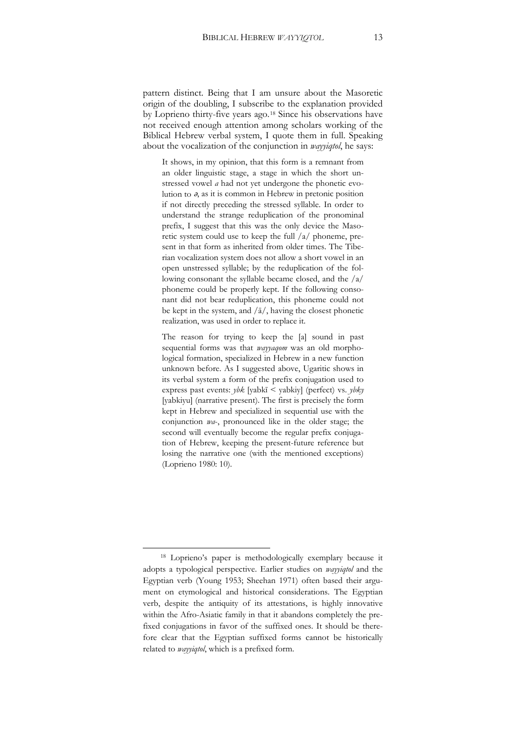pattern distinct. Being that I am unsure about the Masoretic origin of the doubling, I subscribe to the explanation provided by Loprieno thirty-five years ago.[18] Since his observations have not received enough attention among scholars working of the Biblical Hebrew verbal system, I quote them in full. Speaking about the vocalization of the conjunction in *wayyiqtol*, he says:

> It shows, in my opinion, that this form is a remnant from an older linguistic stage, a stage in which the short unstressed vowel *a* had not yet undergone the phonetic evolution to *ə*, as it is common in Hebrew in pretonic position if not directly preceding the stressed syllable. In order to understand the strange reduplication of the pronominal prefix, I suggest that this was the only device the Masoretic system could use to keep the full /a/ phoneme, present in that form as inherited from older times. The Tiberian vocalization system does not allow a short vowel in an open unstressed syllable; by the reduplication of the following consonant the syllable became closed, and the /a/ phoneme could be properly kept. If the following consonant did not bear reduplication, this phoneme could not be kept in the system, and /ā/, having the closest phonetic realization, was used in order to replace it.
>
> The reason for trying to keep the [a] sound in past sequential forms was that *wayyaqom* was an old morphological formation, specialized in Hebrew in a new function unknown before. As I suggested above, Ugaritic shows in its verbal system a form of the prefix conjugation used to express past events: *ybk* [yabkī < yabkiy] (perfect) vs. *ybky* [yabkiyu] (narrative present). The first is precisely the form kept in Hebrew and specialized in sequential use with the conjunction *wa*-, pronounced like in the older stage; the second will eventually become the regular prefix conjugation of Hebrew, keeping the present-future reference but losing the narrative one (with the mentioned exceptions) (Loprieno 1980: 10).

[18] Loprieno's paper is methodologically exemplary because it adopts a typological perspective. Earlier studies on *wayyiqtol* and the Egyptian verb (Young 1953; Sheehan 1971) often based their argument on etymological and historical considerations. The Egyptian verb, despite the antiquity of its attestations, is highly innovative within the Afro-Asiatic family in that it abandons completely the prefixed conjugations in favor of the suffixed ones. It should be therefore clear that the Egyptian suffixed forms cannot be historically related to *wayyiqtol*, which is a prefixed form.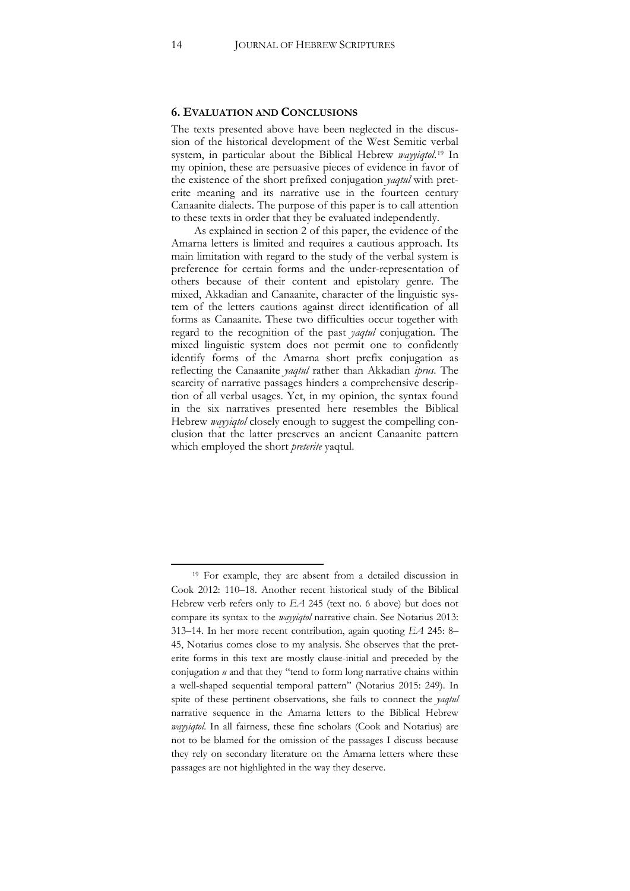## 6. EVALUATION AND CONCLUSIONS

The texts presented above have been neglected in the discussion of the historical development of the West Semitic verbal system, in particular about the Biblical Hebrew *wayyiqtol*.[19] In my opinion, these are persuasive pieces of evidence in favor of the existence of the short prefixed conjugation *yaqtul* with preterite meaning and its narrative use in the fourteen century Canaanite dialects. The purpose of this paper is to call attention to these texts in order that they be evaluated independently.

As explained in section 2 of this paper, the evidence of the Amarna letters is limited and requires a cautious approach. Its main limitation with regard to the study of the verbal system is preference for certain forms and the under-representation of others because of their content and epistolary genre. The mixed, Akkadian and Canaanite, character of the linguistic system of the letters cautions against direct identification of all forms as Canaanite. These two difficulties occur together with regard to the recognition of the past *yaqtul* conjugation. The mixed linguistic system does not permit one to confidently identify forms of the Amarna short prefix conjugation as reflecting the Canaanite *yaqtul* rather than Akkadian *iprus*. The scarcity of narrative passages hinders a comprehensive description of all verbal usages. Yet, in my opinion, the syntax found in the six narratives presented here resembles the Biblical Hebrew *wayyiqtol* closely enough to suggest the compelling conclusion that the latter preserves an ancient Canaanite pattern which employed the short *preterite* yaqtul.

---

[19] For example, they are absent from a detailed discussion in Cook 2012: 110–18. Another recent historical study of the Biblical Hebrew verb refers only to *EA* 245 (text no. 6 above) but does not compare its syntax to the *wayyiqtol* narrative chain. See Notarius 2013: 313–14. In her more recent contribution, again quoting *EA* 245: 8–45, Notarius comes close to my analysis. She observes that the preterite forms in this text are mostly clause-initial and preceded by the conjugation *u* and that they "tend to form long narrative chains within a well-shaped sequential temporal pattern" (Notarius 2015: 249). In spite of these pertinent observations, she fails to connect the *yaqtul* narrative sequence in the Amarna letters to the Biblical Hebrew *wayyiqtol*. In all fairness, these fine scholars (Cook and Notarius) are not to be blamed for the omission of the passages I discuss because they rely on secondary literature on the Amarna letters where these passages are not highlighted in the way they deserve.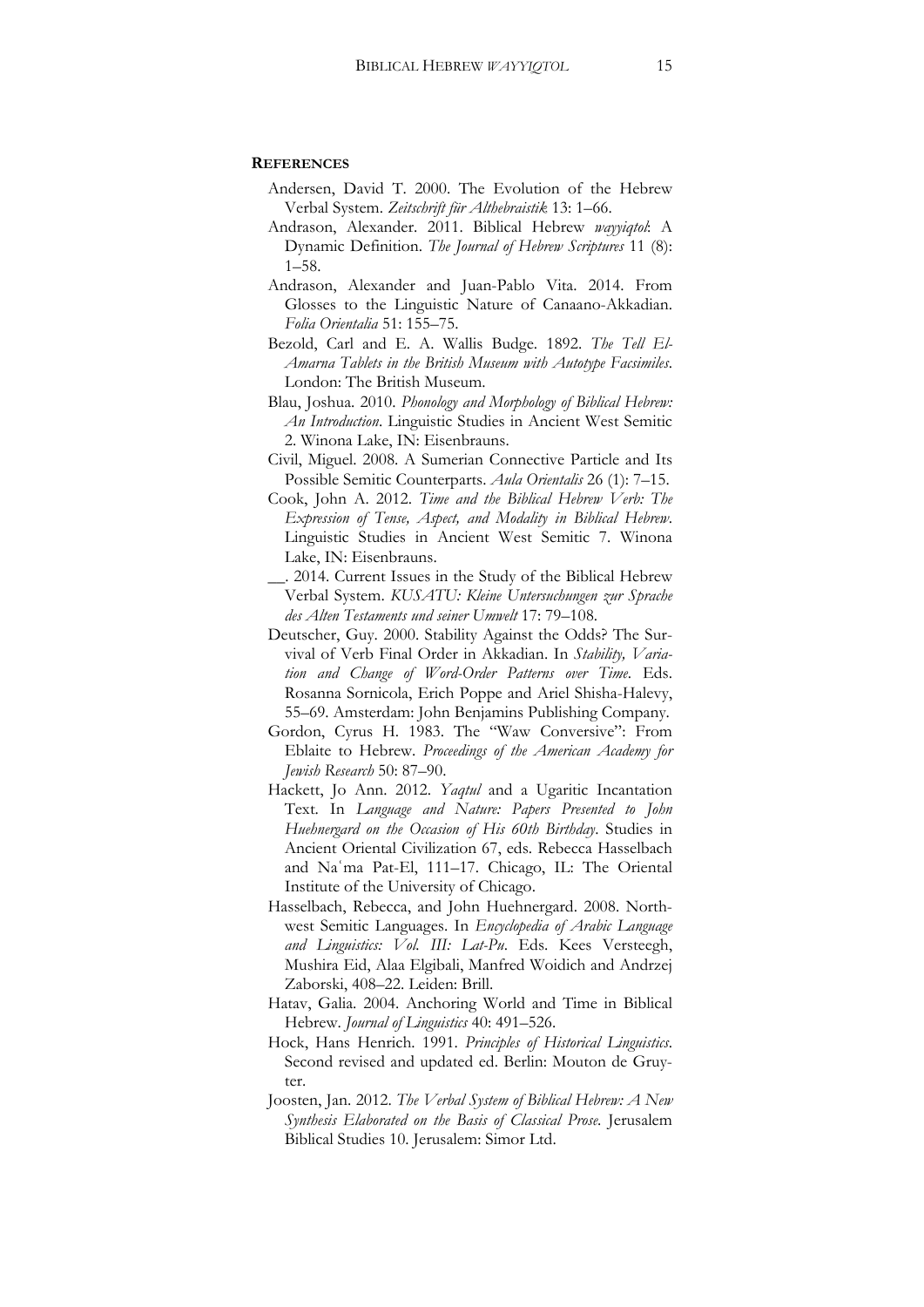## REFERENCES

Andersen, David T. 2000. The Evolution of the Hebrew Verbal System. *Zeitschrift für Althebraistik* 13: 1–66.

Andrason, Alexander. 2011. Biblical Hebrew *wayyiqtol*: A Dynamic Definition. *The Journal of Hebrew Scriptures* 11 (8): 1–58.

Andrason, Alexander and Juan-Pablo Vita. 2014. From Glosses to the Linguistic Nature of Canaano-Akkadian. *Folia Orientalia* 51: 155–75.

Bezold, Carl and E. A. Wallis Budge. 1892. *The Tell El-Amarna Tablets in the British Museum with Autotype Facsimiles*. London: The British Museum.

Blau, Joshua. 2010. *Phonology and Morphology of Biblical Hebrew: An Introduction*. Linguistic Studies in Ancient West Semitic 2. Winona Lake, IN: Eisenbrauns.

Civil, Miguel. 2008. A Sumerian Connective Particle and Its Possible Semitic Counterparts. *Aula Orientalis* 26 (1): 7–15.

Cook, John A. 2012. *Time and the Biblical Hebrew Verb: The Expression of Tense, Aspect, and Modality in Biblical Hebrew*. Linguistic Studies in Ancient West Semitic 7. Winona Lake, IN: Eisenbrauns.

__. 2014. Current Issues in the Study of the Biblical Hebrew Verbal System. *KUSATU: Kleine Untersuchungen zur Sprache des Alten Testaments und seiner Umwelt* 17: 79–108.

Deutscher, Guy. 2000. Stability Against the Odds? The Survival of Verb Final Order in Akkadian. In *Stability, Variation and Change of Word-Order Patterns over Time*. Eds. Rosanna Sornicola, Erich Poppe and Ariel Shisha-Halevy, 55–69. Amsterdam: John Benjamins Publishing Company.

Gordon, Cyrus H. 1983. The "Waw Conversive": From Eblaite to Hebrew. *Proceedings of the American Academy for Jewish Research* 50: 87–90.

Hackett, Jo Ann. 2012. *Yaqtul* and a Ugaritic Incantation Text. In *Language and Nature: Papers Presented to John Huehnergard on the Occasion of His 60th Birthday*. Studies in Ancient Oriental Civilization 67, eds. Rebecca Hasselbach and Naʿma Pat-El, 111–17. Chicago, IL: The Oriental Institute of the University of Chicago.

Hasselbach, Rebecca, and John Huehnergard. 2008. Northwest Semitic Languages. In *Encyclopedia of Arabic Language and Linguistics: Vol. III: Lat-Pu*. Eds. Kees Versteegh, Mushira Eid, Alaa Elgibali, Manfred Woidich and Andrzej Zaborski, 408–22. Leiden: Brill.

Hatav, Galia. 2004. Anchoring World and Time in Biblical Hebrew. *Journal of Linguistics* 40: 491–526.

Hock, Hans Henrich. 1991. *Principles of Historical Linguistics*. Second revised and updated ed. Berlin: Mouton de Gruyter.

Joosten, Jan. 2012. *The Verbal System of Biblical Hebrew: A New Synthesis Elaborated on the Basis of Classical Prose*. Jerusalem Biblical Studies 10. Jerusalem: Simor Ltd.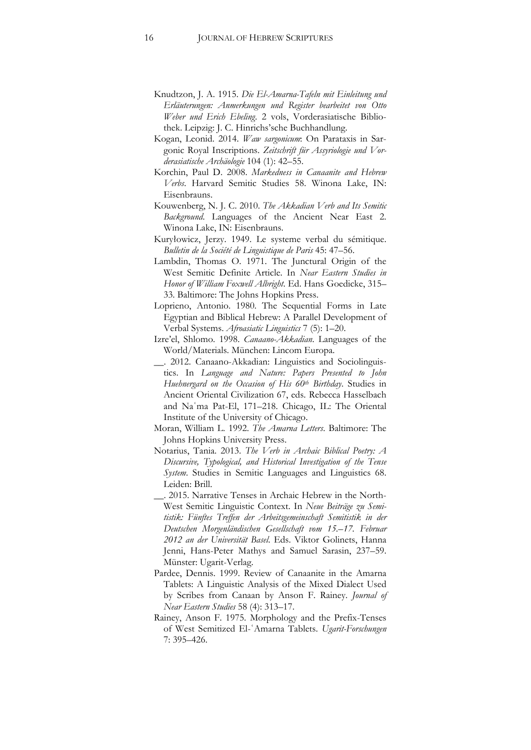Knudtzon, J. A. 1915. *Die El-Amarna-Tafeln mit Einleitung und Erläuterungen: Anmerkungen und Register bearbeitet von Otto Weber und Erich Ebeling*. 2 vols, Vorderasiatische Bibliothek. Leipzig: J. C. Hinrichs'sche Buchhandlung.

Kogan, Leonid. 2014. *Waw sargonicum*: On Parataxis in Sargonic Royal Inscriptions. *Zeitschrift für Assyriologie und Vorderasiatische Archäologie* 104 (1): 42–55.

Korchin, Paul D. 2008. *Markedness in Canaanite and Hebrew Verbs*. Harvard Semitic Studies 58. Winona Lake, IN: Eisenbrauns.

Kouwenberg, N. J. C. 2010. *The Akkadian Verb and Its Semitic Background*. Languages of the Ancient Near East 2. Winona Lake, IN: Eisenbrauns.

Kuryłowicz, Jerzy. 1949. Le systeme verbal du sémitique. *Bulletin de la Société de Linguistique de Paris* 45: 47–56.

Lambdin, Thomas O. 1971. The Junctural Origin of the West Semitic Definite Article. In *Near Eastern Studies in Honor of William Foxwell Albright*. Ed. Hans Goedicke, 315–33. Baltimore: The Johns Hopkins Press.

Loprieno, Antonio. 1980. The Sequential Forms in Late Egyptian and Biblical Hebrew: A Parallel Development of Verbal Systems. *Afroasiatic Linguistics* 7 (5): 1–20.

Izre'el, Shlomo. 1998. *Canaano-Akkadian*. Languages of the World/Materials. München: Lincom Europa.

\_\_. 2012. Canaano-Akkadian: Linguistics and Sociolinguistics. In *Language and Nature: Papers Presented to John Huehnergard on the Occasion of His 60th Birthday*. Studies in Ancient Oriental Civilization 67, eds. Rebecca Hasselbach and Naʿma Pat-El, 171–218. Chicago, IL: The Oriental Institute of the University of Chicago.

Moran, William L. 1992. *The Amarna Letters*. Baltimore: The Johns Hopkins University Press.

Notarius, Tania. 2013. *The Verb in Archaic Biblical Poetry: A Discursive, Typological, and Historical Investigation of the Tense System*. Studies in Semitic Languages and Linguistics 68. Leiden: Brill.

\_\_. 2015. Narrative Tenses in Archaic Hebrew in the North-West Semitic Linguistic Context. In *Neue Beiträge zu Semitistik: Fünftes Treffen der Arbeitsgemeinschaft Semitistik in der Deutschen Morgenländischen Gesellschaft vom 15.–17. Februar 2012 an der Universität Basel*. Eds. Viktor Golinets, Hanna Jenni, Hans-Peter Mathys and Samuel Sarasin, 237–59. Münster: Ugarit-Verlag.

Pardee, Dennis. 1999. Review of Canaanite in the Amarna Tablets: A Linguistic Analysis of the Mixed Dialect Used by Scribes from Canaan by Anson F. Rainey. *Journal of Near Eastern Studies* 58 (4): 313–17.

Rainey, Anson F. 1975. Morphology and the Prefix-Tenses of West Semitized El-ʿAmarna Tablets. *Ugarit-Forschungen* 7: 395–426.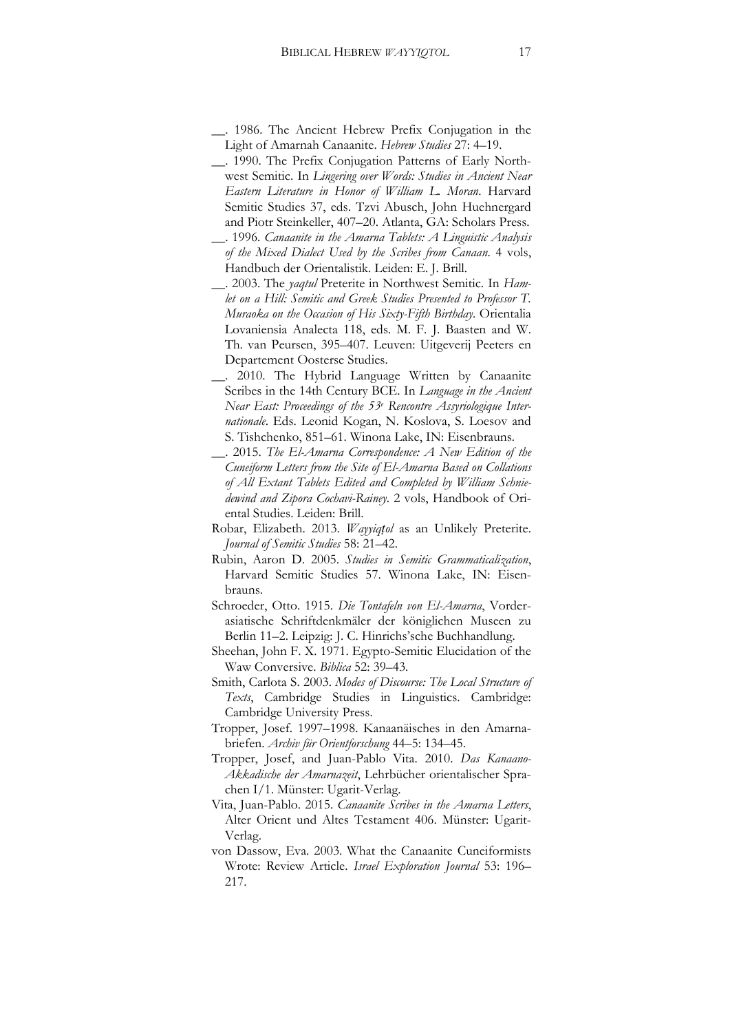\_\_. 1986. The Ancient Hebrew Prefix Conjugation in the Light of Amarnah Canaanite. *Hebrew Studies* 27: 4–19.

\_\_. 1990. The Prefix Conjugation Patterns of Early Northwest Semitic. In *Lingering over Words: Studies in Ancient Near Eastern Literature in Honor of William L. Moran*. Harvard Semitic Studies 37, eds. Tzvi Abusch, John Huehnergard and Piotr Steinkeller, 407–20. Atlanta, GA: Scholars Press.

\_\_. 1996. *Canaanite in the Amarna Tablets: A Linguistic Analysis of the Mixed Dialect Used by the Scribes from Canaan*. 4 vols, Handbuch der Orientalistik. Leiden: E. J. Brill.

\_\_. 2003. The *yaqtul* Preterite in Northwest Semitic. In *Hamlet on a Hill: Semitic and Greek Studies Presented to Professor T. Muraoka on the Occasion of His Sixty-Fifth Birthday*. Orientalia Lovaniensia Analecta 118, eds. M. F. J. Baasten and W. Th. van Peursen, 395–407. Leuven: Uitgeverij Peeters en Departement Oosterse Studies.

\_\_. 2010. The Hybrid Language Written by Canaanite Scribes in the 14th Century BCE. In *Language in the Ancient Near East: Proceedings of the 53e Rencontre Assyriologique Internationale*. Eds. Leonid Kogan, N. Koslova, S. Loesov and S. Tishchenko, 851–61. Winona Lake, IN: Eisenbrauns.

\_\_. 2015. *The El-Amarna Correspondence: A New Edition of the Cuneiform Letters from the Site of El-Amarna Based on Collations of All Extant Tablets Edited and Completed by William Schniedewind and Zipora Cochavi-Rainey*. 2 vols, Handbook of Oriental Studies. Leiden: Brill.

Robar, Elizabeth. 2013. *Wayyiqṭol* as an Unlikely Preterite. *Journal of Semitic Studies* 58: 21–42.

Rubin, Aaron D. 2005. *Studies in Semitic Grammaticalization*, Harvard Semitic Studies 57. Winona Lake, IN: Eisenbrauns.

Schroeder, Otto. 1915. *Die Tontafeln von El-Amarna*, Vorderasiatische Schriftdenkmäler der königlichen Museen zu Berlin 11–2. Leipzig: J. C. Hinrichs'sche Buchhandlung.

Sheehan, John F. X. 1971. Egypto-Semitic Elucidation of the Waw Conversive. *Biblica* 52: 39–43.

Smith, Carlota S. 2003. *Modes of Discourse: The Local Structure of Texts*, Cambridge Studies in Linguistics. Cambridge: Cambridge University Press.

Tropper, Josef. 1997–1998. Kanaanäisches in den Amarnabriefen. *Archiv für Orientforschung* 44–5: 134–45.

Tropper, Josef, and Juan-Pablo Vita. 2010. *Das Kanaano-Akkadische der Amarnazeit*, Lehrbücher orientalischer Sprachen I/1. Münster: Ugarit-Verlag.

Vita, Juan-Pablo. 2015. *Canaanite Scribes in the Amarna Letters*, Alter Orient und Altes Testament 406. Münster: Ugarit-Verlag.

von Dassow, Eva. 2003. What the Canaanite Cuneiformists Wrote: Review Article. *Israel Exploration Journal* 53: 196–217.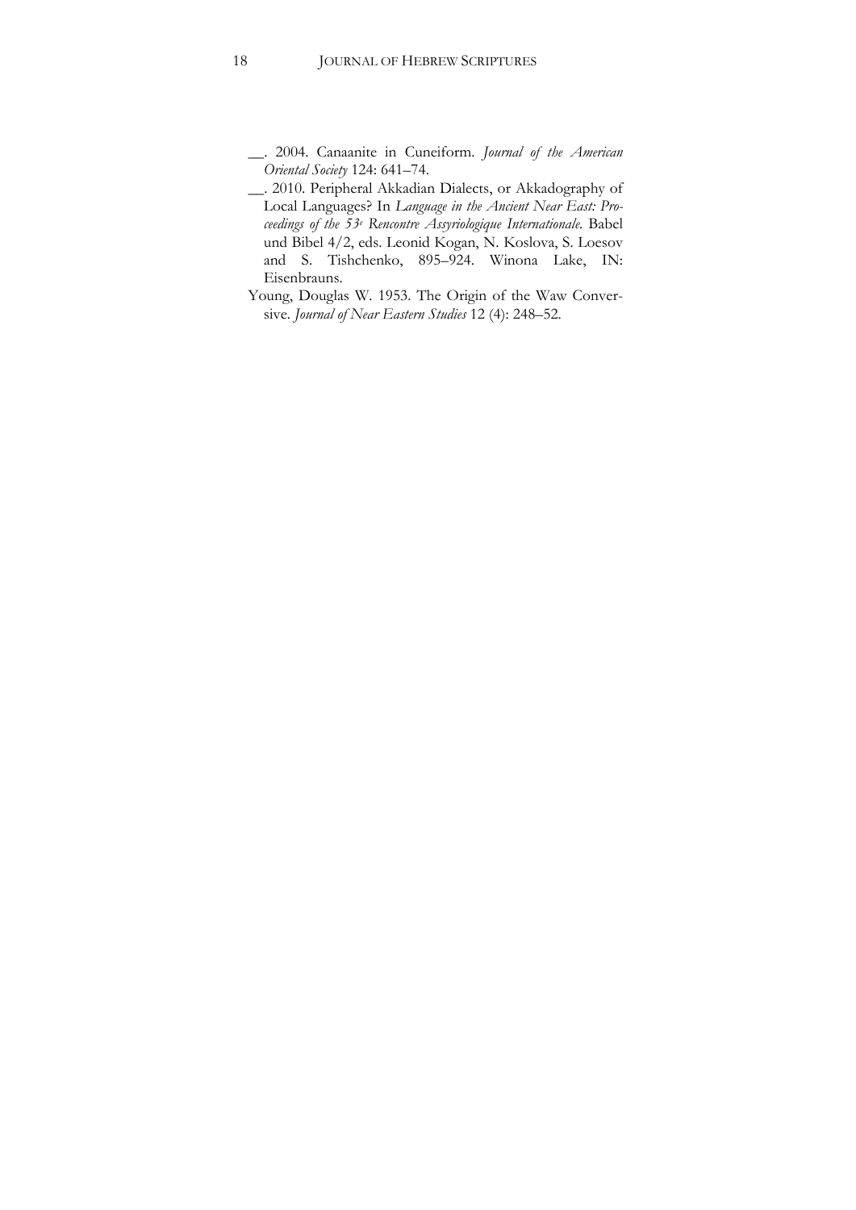__. 2004. Canaanite in Cuneiform. *Journal of the American Oriental Society* 124: 641–74.

__. 2010. Peripheral Akkadian Dialects, or Akkadography of Local Languages? In *Language in the Ancient Near East: Proceedings of the 53e Rencontre Assyriologique Internationale*. Babel und Bibel 4/2, eds. Leonid Kogan, N. Koslova, S. Loesov and S. Tishchenko, 895–924. Winona Lake, IN: Eisenbrauns.

Young, Douglas W. 1953. The Origin of the Waw Conversive. *Journal of Near Eastern Studies* 12 (4): 248–52.